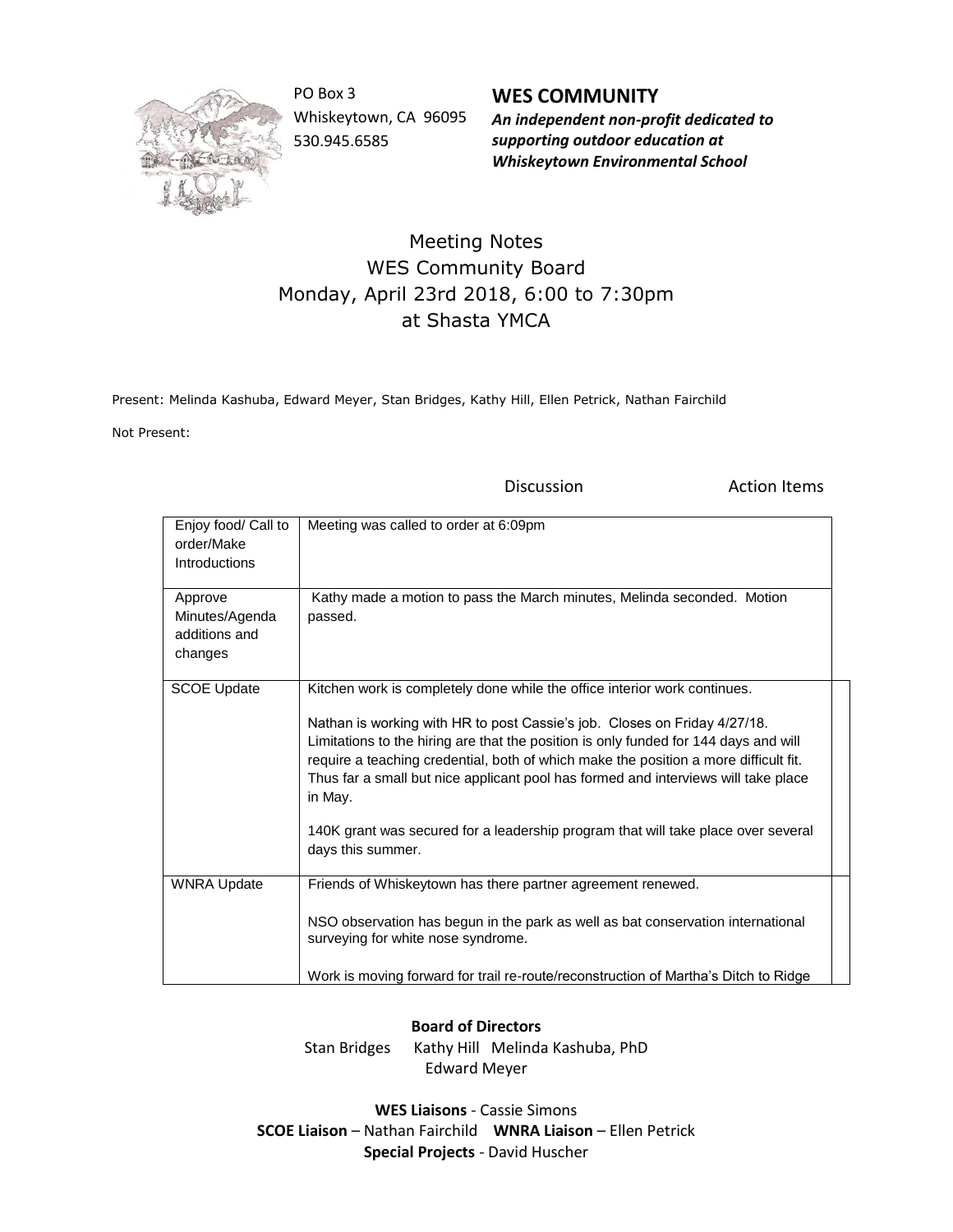PO Box 3
Whiskeytown, CA 96095
530.945.6585

**WES COMMUNITY**
***An independent non-profit dedicated to supporting outdoor education at Whiskeytown Environmental School***

# Meeting Notes
## WES Community Board
## Monday, April 23rd 2018, 6:00 to 7:30pm
## at Shasta YMCA

Present: Melinda Kashuba, Edward Meyer, Stan Bridges, Kathy Hill, Ellen Petrick, Nathan Fairchild

Not Present:

| | Discussion | Action Items |
|---|---|---|
| Enjoy food/ Call to order/Make Introductions | Meeting was called to order at 6:09pm | |
| Approve Minutes/Agenda additions and changes | Kathy made a motion to pass the March minutes, Melinda seconded. Motion passed. | |
| SCOE Update | Kitchen work is completely done while the office interior work continues.<br><br>Nathan is working with HR to post Cassie's job. Closes on Friday 4/27/18. Limitations to the hiring are that the position is only funded for 144 days and will require a teaching credential, both of which make the position a more difficult fit. Thus far a small but nice applicant pool has formed and interviews will take place in May.<br><br>140K grant was secured for a leadership program that will take place over several days this summer. | |
| WNRA Update | Friends of Whiskeytown has there partner agreement renewed.<br><br>NSO observation has begun in the park as well as bat conservation international surveying for white nose syndrome.<br><br>Work is moving forward for trail re-route/reconstruction of Martha's Ditch to Ridge | |

**Board of Directors**
Stan Bridges Kathy Hill Melinda Kashuba, PhD
Edward Meyer

**WES Liaisons** - Cassie Simons
**SCOE Liaison** – Nathan Fairchild **WNRA Liaison** – Ellen Petrick
**Special Projects** - David Huscher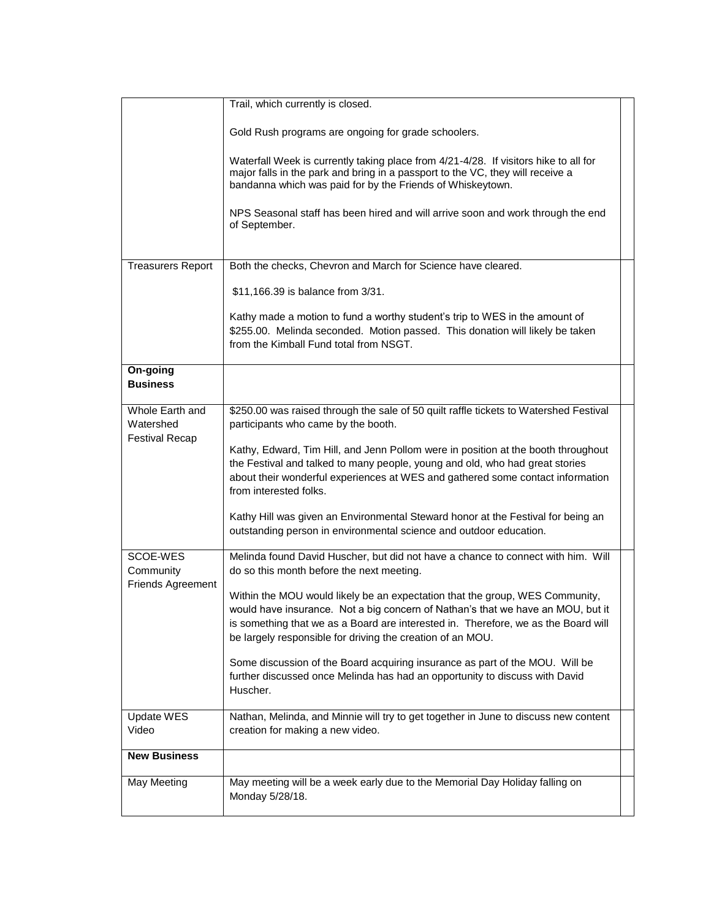| | | |
|---|---|---|
| | Trail, which currently is closed.<br><br>Gold Rush programs are ongoing for grade schoolers.<br><br>Waterfall Week is currently taking place from 4/21-4/28. If visitors hike to all for major falls in the park and bring in a passport to the VC, they will receive a bandanna which was paid for by the Friends of Whiskeytown.<br><br>NPS Seasonal staff has been hired and will arrive soon and work through the end of September. | |
| Treasurers Report | Both the checks, Chevron and March for Science have cleared.<br><br>$11,166.39 is balance from 3/31.<br><br>Kathy made a motion to fund a worthy student's trip to WES in the amount of $255.00. Melinda seconded. Motion passed. This donation will likely be taken from the Kimball Fund total from NSGT. | |
| **On-going Business** | | |
| Whole Earth and Watershed Festival Recap | $250.00 was raised through the sale of 50 quilt raffle tickets to Watershed Festival participants who came by the booth.<br><br>Kathy, Edward, Tim Hill, and Jenn Pollom were in position at the booth throughout the Festival and talked to many people, young and old, who had great stories about their wonderful experiences at WES and gathered some contact information from interested folks.<br><br>Kathy Hill was given an Environmental Steward honor at the Festival for being an outstanding person in environmental science and outdoor education. | |
| SCOE-WES Community Friends Agreement | Melinda found David Huscher, but did not have a chance to connect with him. Will do so this month before the next meeting.<br><br>Within the MOU would likely be an expectation that the group, WES Community, would have insurance. Not a big concern of Nathan's that we have an MOU, but it is something that we as a Board are interested in. Therefore, we as the Board will be largely responsible for driving the creation of an MOU.<br><br>Some discussion of the Board acquiring insurance as part of the MOU. Will be further discussed once Melinda has had an opportunity to discuss with David Huscher. | |
| Update WES Video | Nathan, Melinda, and Minnie will try to get together in June to discuss new content creation for making a new video. | |
| **New Business** | | |
| May Meeting | May meeting will be a week early due to the Memorial Day Holiday falling on Monday 5/28/18. | |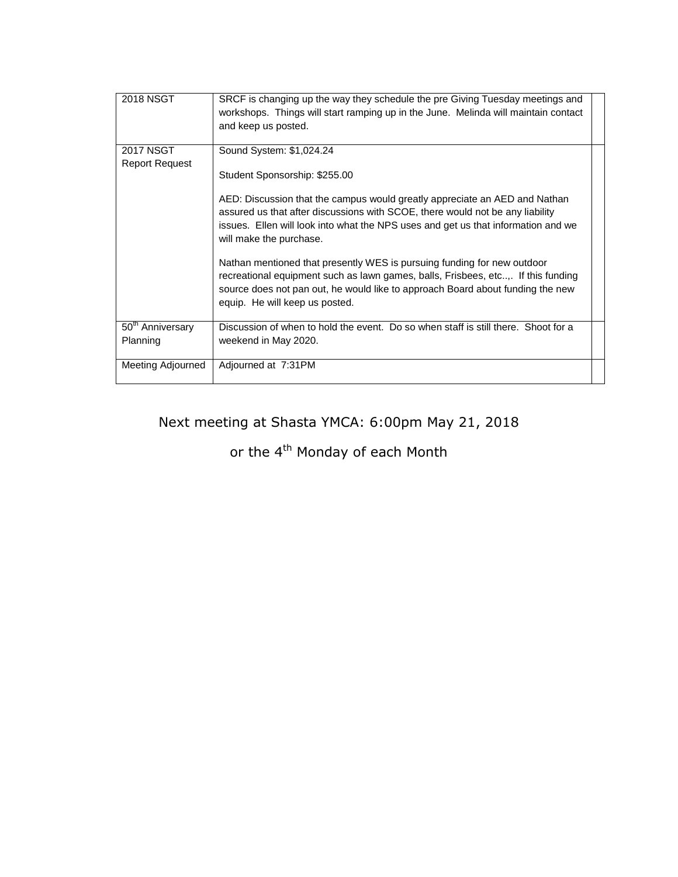| | | |
|---|---|---|
| 2018 NSGT | SRCF is changing up the way they schedule the pre Giving Tuesday meetings and workshops. Things will start ramping up in the June. Melinda will maintain contact and keep us posted. | |
| 2017 NSGT Report Request | Sound System: $1,024.24<br><br>Student Sponsorship: $255.00<br><br>AED: Discussion that the campus would greatly appreciate an AED and Nathan assured us that after discussions with SCOE, there would not be any liability issues. Ellen will look into what the NPS uses and get us that information and we will make the purchase.<br><br>Nathan mentioned that presently WES is pursuing funding for new outdoor recreational equipment such as lawn games, balls, Frisbees, etc..,. If this funding source does not pan out, he would like to approach Board about funding the new equip. He will keep us posted. | |
| 50th Anniversary Planning | Discussion of when to hold the event. Do so when staff is still there. Shoot for a weekend in May 2020. | |
| Meeting Adjourned | Adjourned at 7:31PM | |

Next meeting at Shasta YMCA: 6:00pm May 21, 2018

or the 4th Monday of each Month